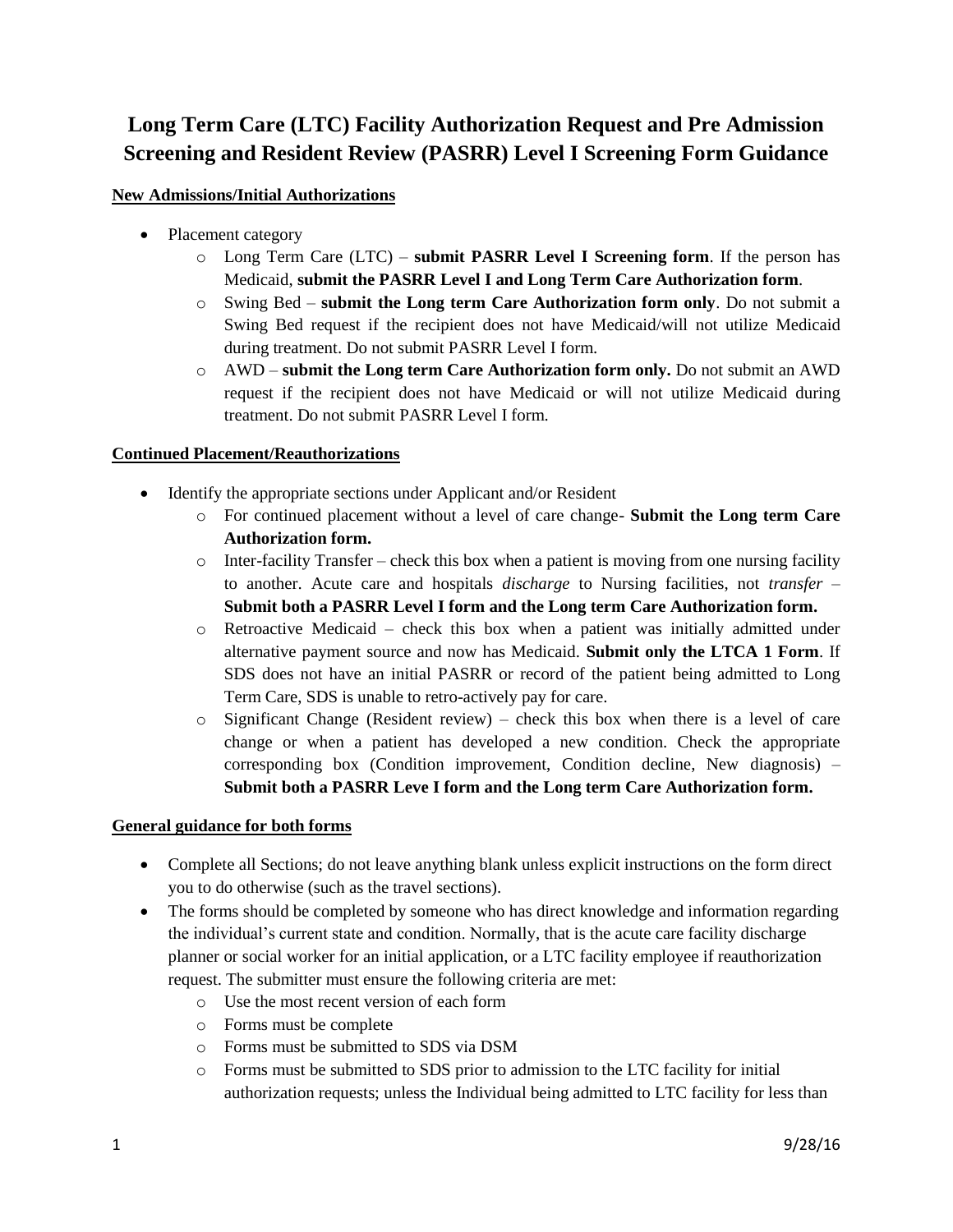# Long Term Care (LTC) Facility Authorization Request and Pre Admission Screening and Resident Review (PASRR) Level I Screening Form Guidance

**New Admissions/Initial Authorizations**

- Placement category
  - Long Term Care (LTC) – **submit PASRR Level I Screening form**. If the person has Medicaid, **submit the PASRR Level I and Long Term Care Authorization form**.
  - Swing Bed – **submit the Long term Care Authorization form only**. Do not submit a Swing Bed request if the recipient does not have Medicaid/will not utilize Medicaid during treatment. Do not submit PASRR Level I form.
  - AWD – **submit the Long term Care Authorization form only.** Do not submit an AWD request if the recipient does not have Medicaid or will not utilize Medicaid during treatment. Do not submit PASRR Level I form.

**Continued Placement/Reauthorizations**

- Identify the appropriate sections under Applicant and/or Resident
  - For continued placement without a level of care change- **Submit the Long term Care Authorization form.**
  - Inter-facility Transfer – check this box when a patient is moving from one nursing facility to another. Acute care and hospitals *discharge* to Nursing facilities, not *transfer* – **Submit both a PASRR Level I form and the Long term Care Authorization form.**
  - Retroactive Medicaid – check this box when a patient was initially admitted under alternative payment source and now has Medicaid. **Submit only the LTCA 1 Form**. If SDS does not have an initial PASRR or record of the patient being admitted to Long Term Care, SDS is unable to retro-actively pay for care.
  - Significant Change (Resident review) – check this box when there is a level of care change or when a patient has developed a new condition. Check the appropriate corresponding box (Condition improvement, Condition decline, New diagnosis) – **Submit both a PASRR Leve I form and the Long term Care Authorization form.**

**General guidance for both forms**

- Complete all Sections; do not leave anything blank unless explicit instructions on the form direct you to do otherwise (such as the travel sections).
- The forms should be completed by someone who has direct knowledge and information regarding the individual's current state and condition. Normally, that is the acute care facility discharge planner or social worker for an initial application, or a LTC facility employee if reauthorization request. The submitter must ensure the following criteria are met:
  - Use the most recent version of each form
  - Forms must be complete
  - Forms must be submitted to SDS via DSM
  - Forms must be submitted to SDS prior to admission to the LTC facility for initial authorization requests; unless the Individual being admitted to LTC facility for less than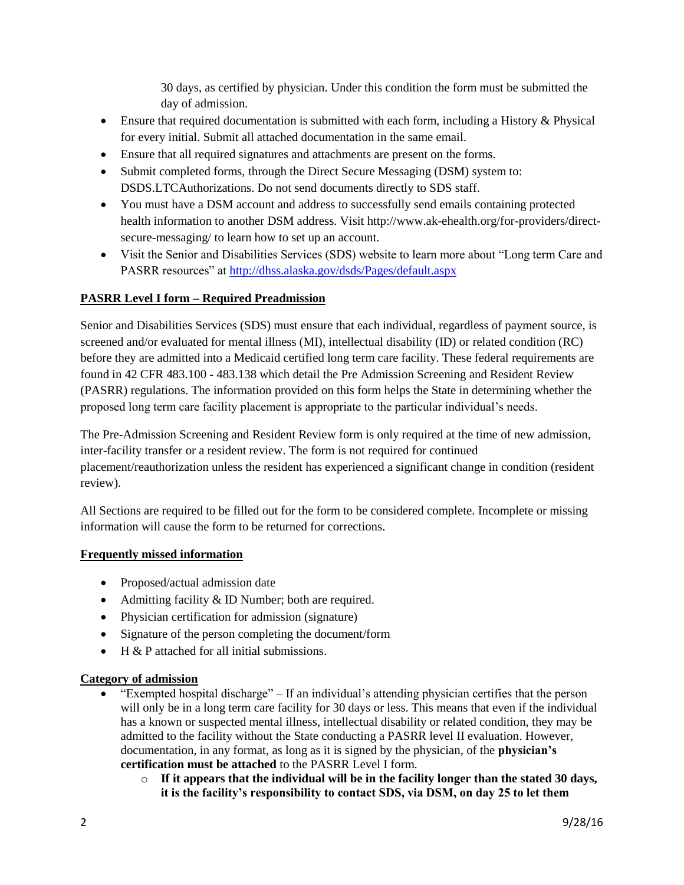30 days, as certified by physician. Under this condition the form must be submitted the day of admission.

- Ensure that required documentation is submitted with each form, including a History & Physical for every initial. Submit all attached documentation in the same email.
- Ensure that all required signatures and attachments are present on the forms.
- Submit completed forms, through the Direct Secure Messaging (DSM) system to: DSDS.LTCAuthorizations. Do not send documents directly to SDS staff.
- You must have a DSM account and address to successfully send emails containing protected health information to another DSM address. Visit http://www.ak-ehealth.org/for-providers/direct-secure-messaging/ to learn how to set up an account.
- Visit the Senior and Disabilities Services (SDS) website to learn more about "Long term Care and PASRR resources" at [http://dhss.alaska.gov/dsds/Pages/default.aspx](http://dhss.alaska.gov/dsds/Pages/default.aspx)

**PASRR Level I form – Required Preadmission**

Senior and Disabilities Services (SDS) must ensure that each individual, regardless of payment source, is screened and/or evaluated for mental illness (MI), intellectual disability (ID) or related condition (RC) before they are admitted into a Medicaid certified long term care facility. These federal requirements are found in 42 CFR 483.100 - 483.138 which detail the Pre Admission Screening and Resident Review (PASRR) regulations. The information provided on this form helps the State in determining whether the proposed long term care facility placement is appropriate to the particular individual's needs.

The Pre-Admission Screening and Resident Review form is only required at the time of new admission, inter-facility transfer or a resident review. The form is not required for continued placement/reauthorization unless the resident has experienced a significant change in condition (resident review).

All Sections are required to be filled out for the form to be considered complete. Incomplete or missing information will cause the form to be returned for corrections.

**Frequently missed information**

- Proposed/actual admission date
- Admitting facility & ID Number; both are required.
- Physician certification for admission (signature)
- Signature of the person completing the document/form
- H & P attached for all initial submissions.

**Category of admission**

- "Exempted hospital discharge" – If an individual's attending physician certifies that the person will only be in a long term care facility for 30 days or less. This means that even if the individual has a known or suspected mental illness, intellectual disability or related condition, they may be admitted to the facility without the State conducting a PASRR level II evaluation. However, documentation, in any format, as long as it is signed by the physician, of the **physician's certification must be attached** to the PASRR Level I form.
    - **If it appears that the individual will be in the facility longer than the stated 30 days, it is the facility's responsibility to contact SDS, via DSM, on day 25 to let them**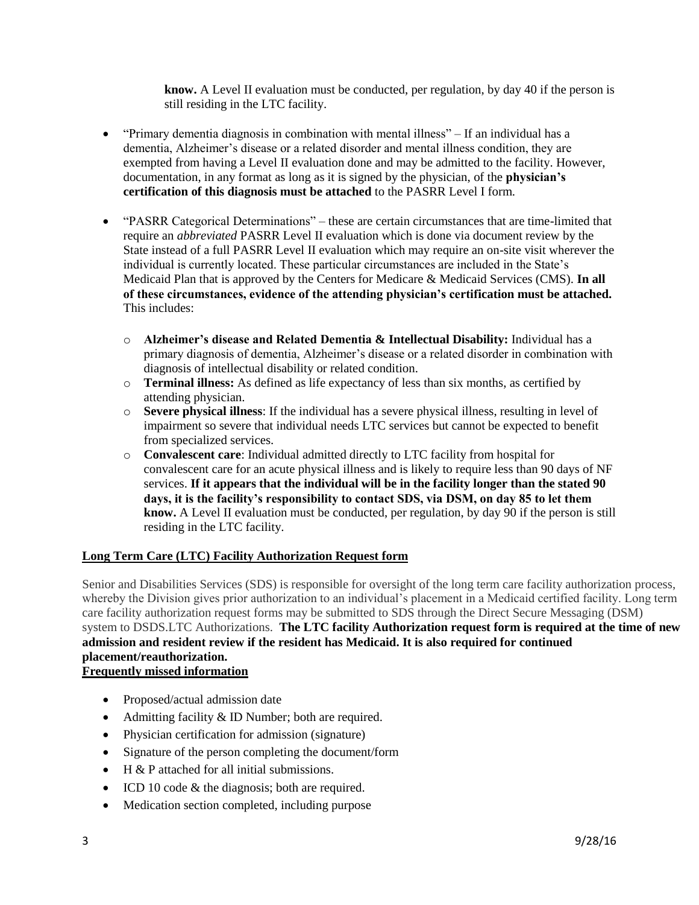**know.** A Level II evaluation must be conducted, per regulation, by day 40 if the person is still residing in the LTC facility.

- "Primary dementia diagnosis in combination with mental illness" – If an individual has a dementia, Alzheimer's disease or a related disorder and mental illness condition, they are exempted from having a Level II evaluation done and may be admitted to the facility. However, documentation, in any format as long as it is signed by the physician, of the **physician's certification of this diagnosis must be attached** to the PASRR Level I form.

- "PASRR Categorical Determinations" – these are certain circumstances that are time-limited that require an *abbreviated* PASRR Level II evaluation which is done via document review by the State instead of a full PASRR Level II evaluation which may require an on-site visit wherever the individual is currently located. These particular circumstances are included in the State's Medicaid Plan that is approved by the Centers for Medicare & Medicaid Services (CMS). **In all of these circumstances, evidence of the attending physician's certification must be attached.** This includes:

  - **Alzheimer's disease and Related Dementia & Intellectual Disability:** Individual has a primary diagnosis of dementia, Alzheimer's disease or a related disorder in combination with diagnosis of intellectual disability or related condition.
  - **Terminal illness:** As defined as life expectancy of less than six months, as certified by attending physician.
  - **Severe physical illness**: If the individual has a severe physical illness, resulting in level of impairment so severe that individual needs LTC services but cannot be expected to benefit from specialized services.
  - **Convalescent care**: Individual admitted directly to LTC facility from hospital for convalescent care for an acute physical illness and is likely to require less than 90 days of NF services. **If it appears that the individual will be in the facility longer than the stated 90 days, it is the facility's responsibility to contact SDS, via DSM, on day 85 to let them know.** A Level II evaluation must be conducted, per regulation, by day 90 if the person is still residing in the LTC facility.

**<u>Long Term Care (LTC) Facility Authorization Request form</u>**

Senior and Disabilities Services (SDS) is responsible for oversight of the long term care facility authorization process, whereby the Division gives prior authorization to an individual's placement in a Medicaid certified facility. Long term care facility authorization request forms may be submitted to SDS through the Direct Secure Messaging (DSM) system to DSDS.LTC Authorizations. **The LTC facility Authorization request form is required at the time of new admission and resident review if the resident has Medicaid. It is also required for continued placement/reauthorization.**

**<u>Frequently missed information</u>**

- Proposed/actual admission date
- Admitting facility & ID Number; both are required.
- Physician certification for admission (signature)
- Signature of the person completing the document/form
- H & P attached for all initial submissions.
- ICD 10 code & the diagnosis; both are required.
- Medication section completed, including purpose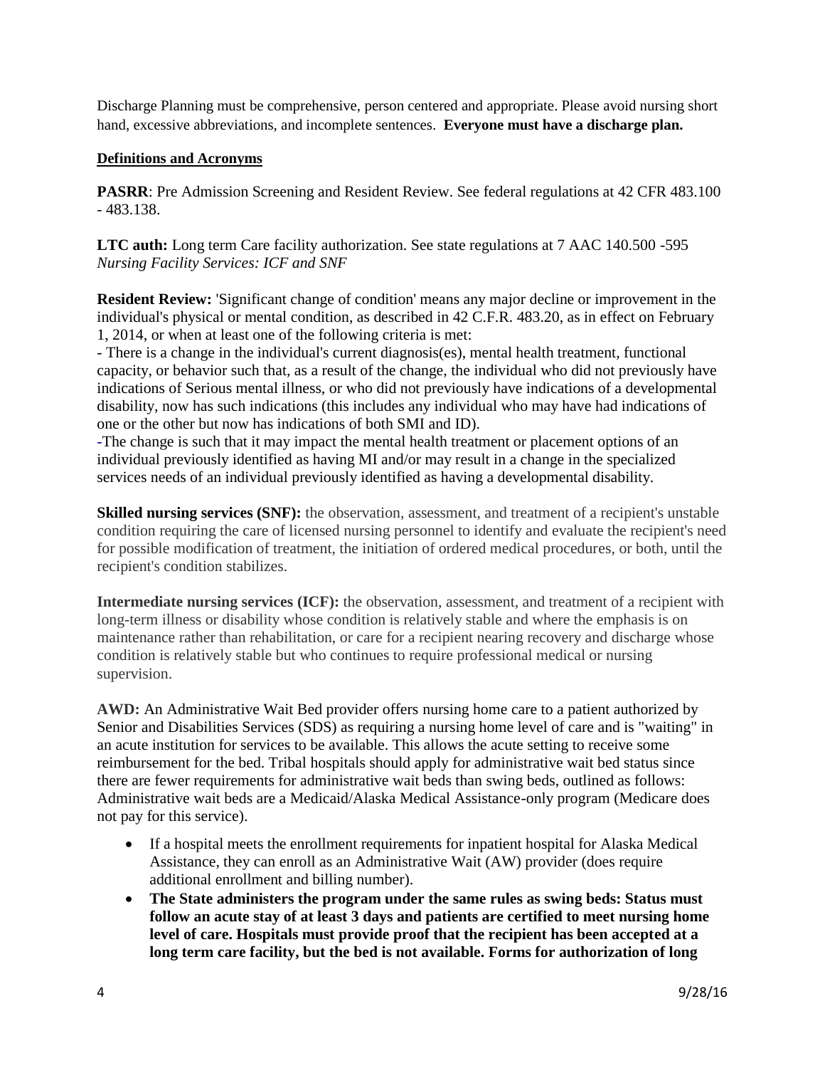Discharge Planning must be comprehensive, person centered and appropriate. Please avoid nursing short hand, excessive abbreviations, and incomplete sentences. **Everyone must have a discharge plan.**

**Definitions and Acronyms**

**PASRR**: Pre Admission Screening and Resident Review. See federal regulations at 42 CFR 483.100 - 483.138.

**LTC auth:** Long term Care facility authorization. See state regulations at 7 AAC 140.500 -595 *Nursing Facility Services: ICF and SNF*

**Resident Review:** 'Significant change of condition' means any major decline or improvement in the individual's physical or mental condition, as described in 42 C.F.R. 483.20, as in effect on February 1, 2014, or when at least one of the following criteria is met:

- There is a change in the individual's current diagnosis(es), mental health treatment, functional capacity, or behavior such that, as a result of the change, the individual who did not previously have indications of Serious mental illness, or who did not previously have indications of a developmental disability, now has such indications (this includes any individual who may have had indications of one or the other but now has indications of both SMI and ID).
- The change is such that it may impact the mental health treatment or placement options of an individual previously identified as having MI and/or may result in a change in the specialized services needs of an individual previously identified as having a developmental disability.

**Skilled nursing services (SNF):** the observation, assessment, and treatment of a recipient's unstable condition requiring the care of licensed nursing personnel to identify and evaluate the recipient's need for possible modification of treatment, the initiation of ordered medical procedures, or both, until the recipient's condition stabilizes.

**Intermediate nursing services (ICF):** the observation, assessment, and treatment of a recipient with long-term illness or disability whose condition is relatively stable and where the emphasis is on maintenance rather than rehabilitation, or care for a recipient nearing recovery and discharge whose condition is relatively stable but who continues to require professional medical or nursing supervision.

**AWD:** An Administrative Wait Bed provider offers nursing home care to a patient authorized by Senior and Disabilities Services (SDS) as requiring a nursing home level of care and is "waiting" in an acute institution for services to be available. This allows the acute setting to receive some reimbursement for the bed. Tribal hospitals should apply for administrative wait bed status since there are fewer requirements for administrative wait beds than swing beds, outlined as follows: Administrative wait beds are a Medicaid/Alaska Medical Assistance-only program (Medicare does not pay for this service).

- If a hospital meets the enrollment requirements for inpatient hospital for Alaska Medical Assistance, they can enroll as an Administrative Wait (AW) provider (does require additional enrollment and billing number).
- **The State administers the program under the same rules as swing beds: Status must follow an acute stay of at least 3 days and patients are certified to meet nursing home level of care. Hospitals must provide proof that the recipient has been accepted at a long term care facility, but the bed is not available. Forms for authorization of long**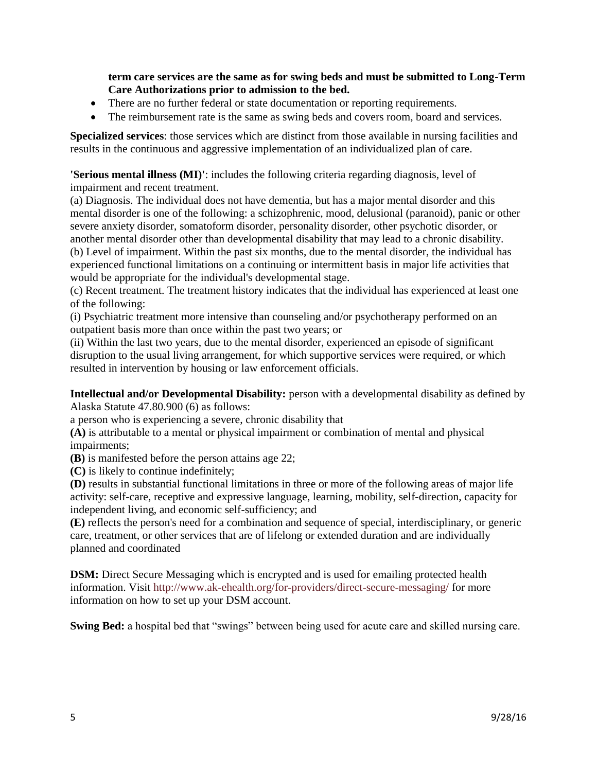**term care services are the same as for swing beds and must be submitted to Long-Term Care Authorizations prior to admission to the bed.**

- There are no further federal or state documentation or reporting requirements.
- The reimbursement rate is the same as swing beds and covers room, board and services.

**Specialized services**: those services which are distinct from those available in nursing facilities and results in the continuous and aggressive implementation of an individualized plan of care.

**'Serious mental illness (MI)'**: includes the following criteria regarding diagnosis, level of impairment and recent treatment.
(a) Diagnosis. The individual does not have dementia, but has a major mental disorder and this mental disorder is one of the following: a schizophrenic, mood, delusional (paranoid), panic or other severe anxiety disorder, somatoform disorder, personality disorder, other psychotic disorder, or another mental disorder other than developmental disability that may lead to a chronic disability.
(b) Level of impairment. Within the past six months, due to the mental disorder, the individual has experienced functional limitations on a continuing or intermittent basis in major life activities that would be appropriate for the individual's developmental stage.
(c) Recent treatment. The treatment history indicates that the individual has experienced at least one of the following:
(i) Psychiatric treatment more intensive than counseling and/or psychotherapy performed on an outpatient basis more than once within the past two years; or
(ii) Within the last two years, due to the mental disorder, experienced an episode of significant disruption to the usual living arrangement, for which supportive services were required, or which resulted in intervention by housing or law enforcement officials.

**Intellectual and/or Developmental Disability:** person with a developmental disability as defined by Alaska Statute 47.80.900 (6) as follows:
a person who is experiencing a severe, chronic disability that
**(A)** is attributable to a mental or physical impairment or combination of mental and physical impairments;
**(B)** is manifested before the person attains age 22;
**(C)** is likely to continue indefinitely;
**(D)** results in substantial functional limitations in three or more of the following areas of major life activity: self-care, receptive and expressive language, learning, mobility, self-direction, capacity for independent living, and economic self-sufficiency; and
**(E)** reflects the person's need for a combination and sequence of special, interdisciplinary, or generic care, treatment, or other services that are of lifelong or extended duration and are individually planned and coordinated

**DSM:** Direct Secure Messaging which is encrypted and is used for emailing protected health information. Visit http://www.ak-ehealth.org/for-providers/direct-secure-messaging/ for more information on how to set up your DSM account.

**Swing Bed:** a hospital bed that "swings" between being used for acute care and skilled nursing care.